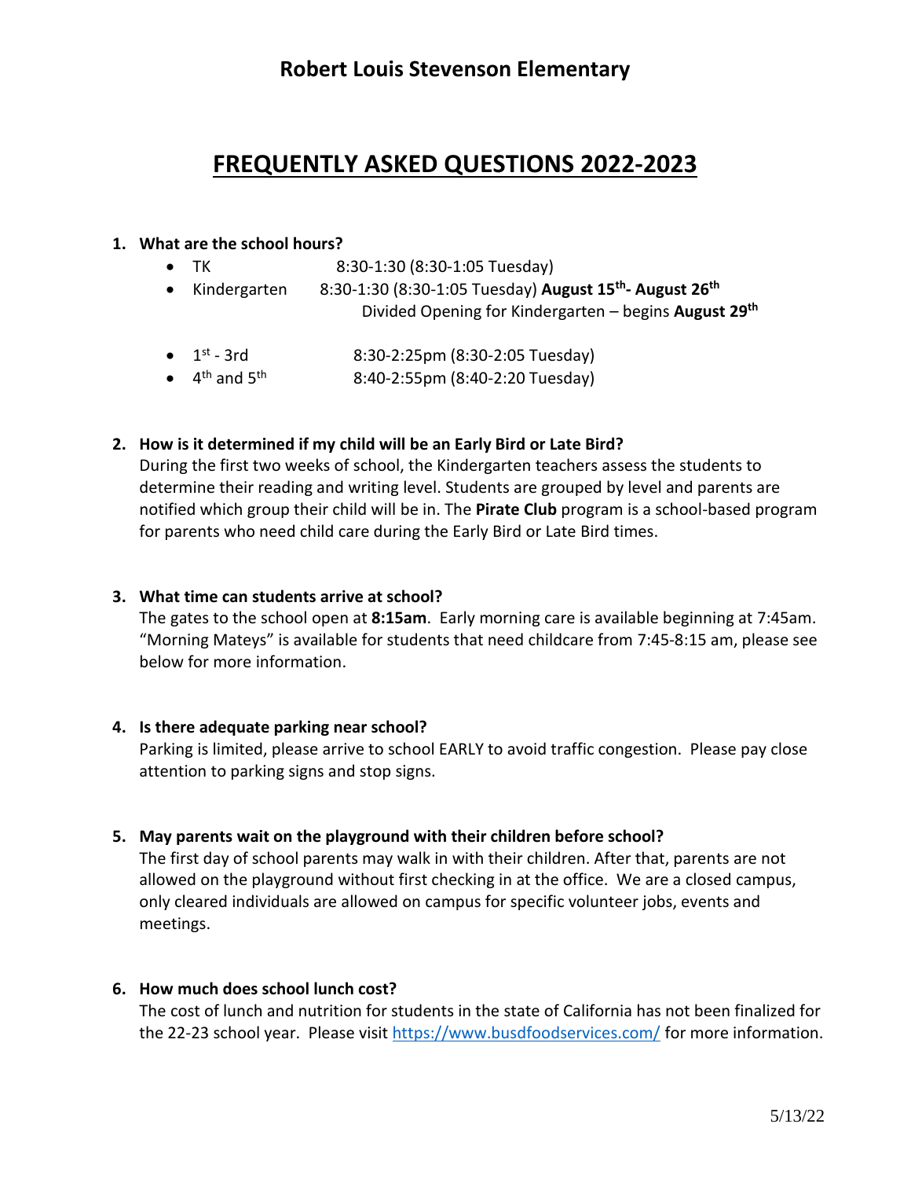# Robert Louis Stevenson Elementary

## FREQUENTLY ASKED QUESTIONS 2022-2023

1. **What are the school hours?**
   - TK 8:30-1:30 (8:30-1:05 Tuesday)
   - Kindergarten 8:30-1:30 (8:30-1:05 Tuesday) **August 15th- August 26th**
     Divided Opening for Kindergarten – begins **August 29th**
   - 1st - 3rd 8:30-2:25pm (8:30-2:05 Tuesday)
   - 4th and 5th 8:40-2:55pm (8:40-2:20 Tuesday)

2. **How is it determined if my child will be an Early Bird or Late Bird?**
   During the first two weeks of school, the Kindergarten teachers assess the students to determine their reading and writing level. Students are grouped by level and parents are notified which group their child will be in. The **Pirate Club** program is a school-based program for parents who need child care during the Early Bird or Late Bird times.

3. **What time can students arrive at school?**
   The gates to the school open at **8:15am**. Early morning care is available beginning at 7:45am. "Morning Mateys" is available for students that need childcare from 7:45-8:15 am, please see below for more information.

4. **Is there adequate parking near school?**
   Parking is limited, please arrive to school EARLY to avoid traffic congestion. Please pay close attention to parking signs and stop signs.

5. **May parents wait on the playground with their children before school?**
   The first day of school parents may walk in with their children. After that, parents are not allowed on the playground without first checking in at the office. We are a closed campus, only cleared individuals are allowed on campus for specific volunteer jobs, events and meetings.

6. **How much does school lunch cost?**
   The cost of lunch and nutrition for students in the state of California has not been finalized for the 22-23 school year. Please visit https://www.busdfoodservices.com/ for more information.

5/13/22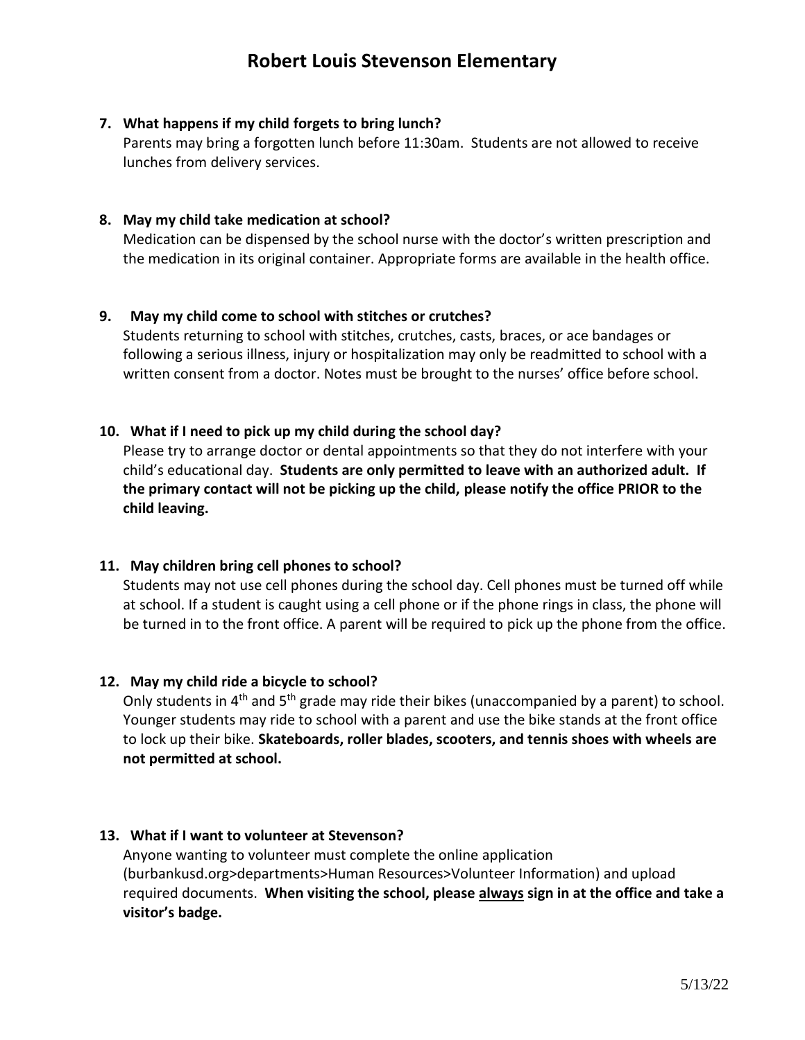# Robert Louis Stevenson Elementary

7. **What happens if my child forgets to bring lunch?**
   Parents may bring a forgotten lunch before 11:30am. Students are not allowed to receive lunches from delivery services.

8. **May my child take medication at school?**
   Medication can be dispensed by the school nurse with the doctor's written prescription and the medication in its original container. Appropriate forms are available in the health office.

9. **May my child come to school with stitches or crutches?**
   Students returning to school with stitches, crutches, casts, braces, or ace bandages or following a serious illness, injury or hospitalization may only be readmitted to school with a written consent from a doctor. Notes must be brought to the nurses' office before school.

10. **What if I need to pick up my child during the school day?**
    Please try to arrange doctor or dental appointments so that they do not interfere with your child's educational day. **Students are only permitted to leave with an authorized adult. If the primary contact will not be picking up the child, please notify the office PRIOR to the child leaving.**

11. **May children bring cell phones to school?**
    Students may not use cell phones during the school day. Cell phones must be turned off while at school. If a student is caught using a cell phone or if the phone rings in class, the phone will be turned in to the front office. A parent will be required to pick up the phone from the office.

12. **May my child ride a bicycle to school?**
    Only students in 4th and 5th grade may ride their bikes (unaccompanied by a parent) to school. Younger students may ride to school with a parent and use the bike stands at the front office to lock up their bike. **Skateboards, roller blades, scooters, and tennis shoes with wheels are not permitted at school.**

13. **What if I want to volunteer at Stevenson?**
    Anyone wanting to volunteer must complete the online application (burbankusd.org>departments>Human Resources>Volunteer Information) and upload required documents. **When visiting the school, please <u>always</u> sign in at the office and take a visitor's badge.**

5/13/22